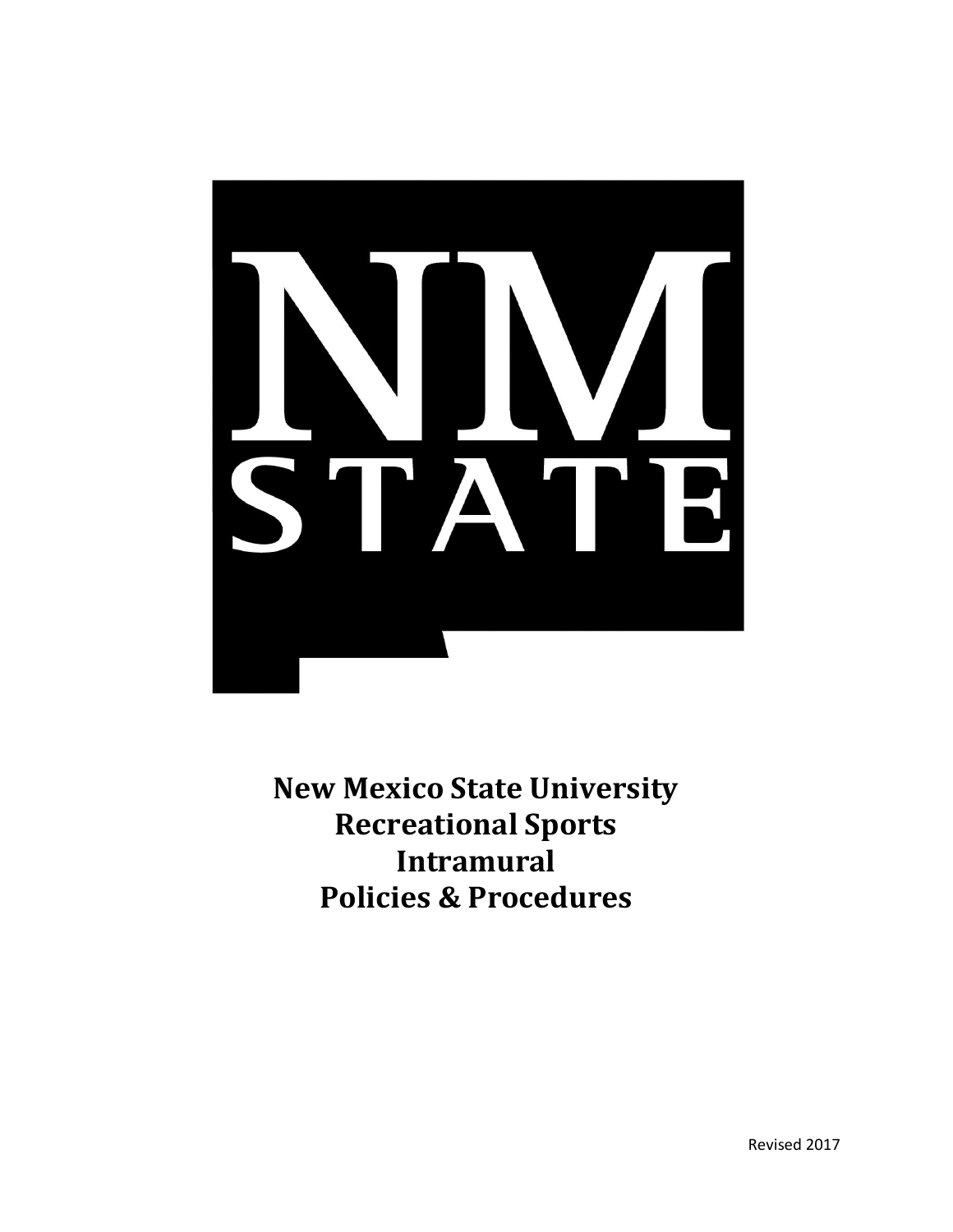# New Mexico State University Recreational Sports Intramural Policies & Procedures

Revised 2017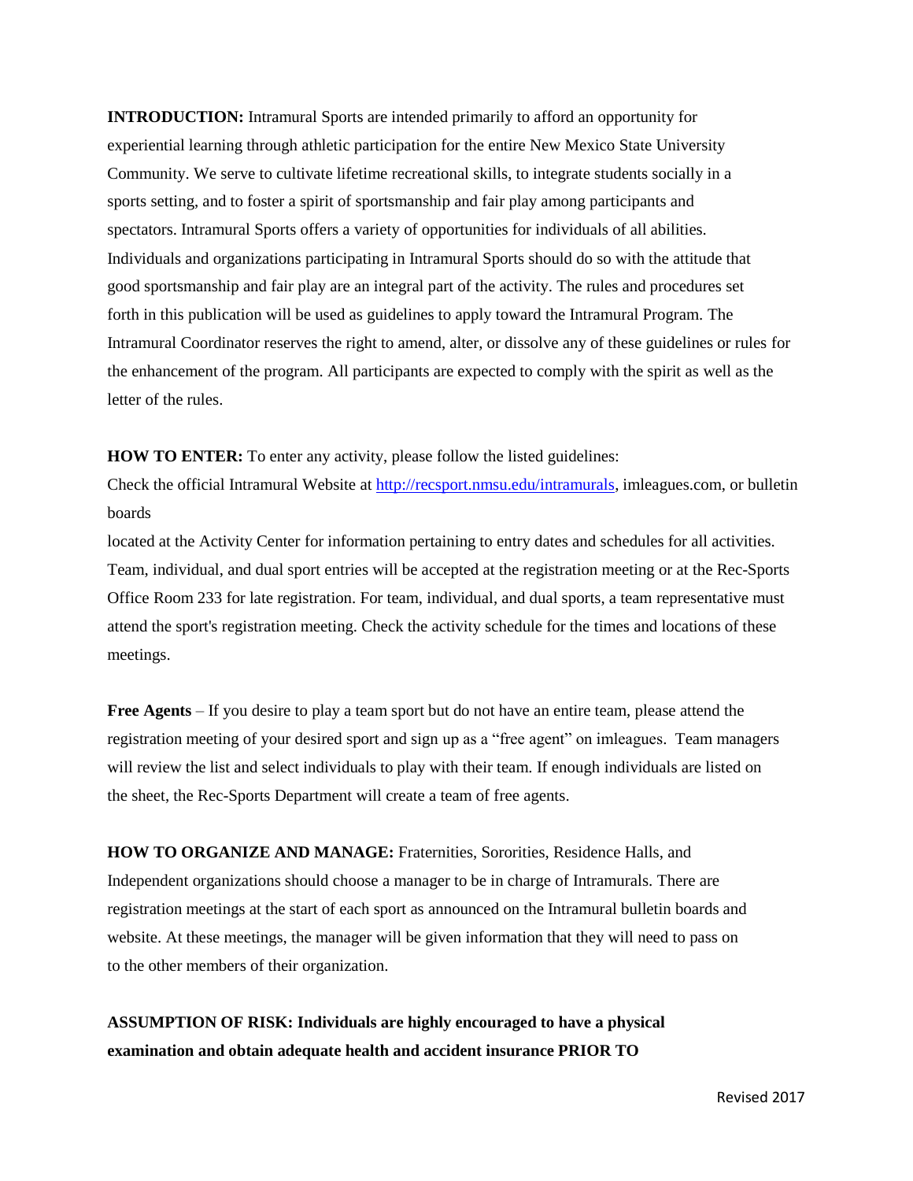**INTRODUCTION:** Intramural Sports are intended primarily to afford an opportunity for experiential learning through athletic participation for the entire New Mexico State University Community. We serve to cultivate lifetime recreational skills, to integrate students socially in a sports setting, and to foster a spirit of sportsmanship and fair play among participants and spectators. Intramural Sports offers a variety of opportunities for individuals of all abilities. Individuals and organizations participating in Intramural Sports should do so with the attitude that good sportsmanship and fair play are an integral part of the activity. The rules and procedures set forth in this publication will be used as guidelines to apply toward the Intramural Program. The Intramural Coordinator reserves the right to amend, alter, or dissolve any of these guidelines or rules for the enhancement of the program. All participants are expected to comply with the spirit as well as the letter of the rules.

**HOW TO ENTER:** To enter any activity, please follow the listed guidelines:
Check the official Intramural Website at http://recsport.nmsu.edu/intramurals, imleagues.com, or bulletin boards
located at the Activity Center for information pertaining to entry dates and schedules for all activities. Team, individual, and dual sport entries will be accepted at the registration meeting or at the Rec-Sports Office Room 233 for late registration. For team, individual, and dual sports, a team representative must attend the sport's registration meeting. Check the activity schedule for the times and locations of these meetings.

**Free Agents** – If you desire to play a team sport but do not have an entire team, please attend the registration meeting of your desired sport and sign up as a "free agent" on imleagues. Team managers will review the list and select individuals to play with their team. If enough individuals are listed on the sheet, the Rec-Sports Department will create a team of free agents.

**HOW TO ORGANIZE AND MANAGE:** Fraternities, Sororities, Residence Halls, and Independent organizations should choose a manager to be in charge of Intramurals. There are registration meetings at the start of each sport as announced on the Intramural bulletin boards and website. At these meetings, the manager will be given information that they will need to pass on to the other members of their organization.

**ASSUMPTION OF RISK: Individuals are highly encouraged to have a physical examination and obtain adequate health and accident insurance PRIOR TO**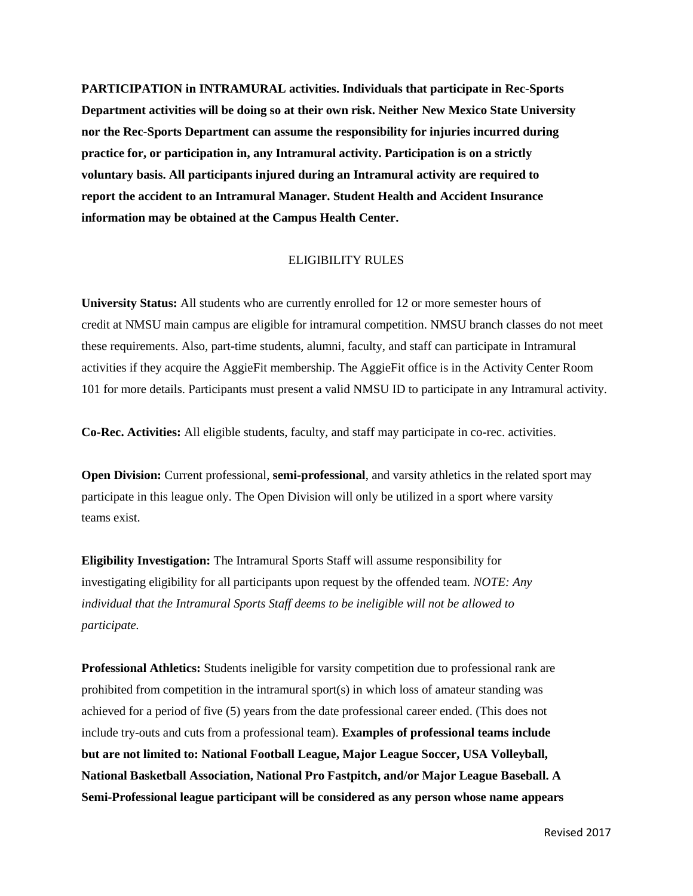**PARTICIPATION in INTRAMURAL activities. Individuals that participate in Rec-Sports Department activities will be doing so at their own risk. Neither New Mexico State University nor the Rec-Sports Department can assume the responsibility for injuries incurred during practice for, or participation in, any Intramural activity. Participation is on a strictly voluntary basis. All participants injured during an Intramural activity are required to report the accident to an Intramural Manager. Student Health and Accident Insurance information may be obtained at the Campus Health Center.**

## ELIGIBILITY RULES

**University Status:** All students who are currently enrolled for 12 or more semester hours of credit at NMSU main campus are eligible for intramural competition. NMSU branch classes do not meet these requirements. Also, part-time students, alumni, faculty, and staff can participate in Intramural activities if they acquire the AggieFit membership. The AggieFit office is in the Activity Center Room 101 for more details. Participants must present a valid NMSU ID to participate in any Intramural activity.

**Co-Rec. Activities:** All eligible students, faculty, and staff may participate in co-rec. activities.

**Open Division:** Current professional, **semi-professional**, and varsity athletics in the related sport may participate in this league only. The Open Division will only be utilized in a sport where varsity teams exist.

**Eligibility Investigation:** The Intramural Sports Staff will assume responsibility for investigating eligibility for all participants upon request by the offended team. *NOTE: Any individual that the Intramural Sports Staff deems to be ineligible will not be allowed to participate.*

**Professional Athletics:** Students ineligible for varsity competition due to professional rank are prohibited from competition in the intramural sport(s) in which loss of amateur standing was achieved for a period of five (5) years from the date professional career ended. (This does not include try-outs and cuts from a professional team). **Examples of professional teams include but are not limited to: National Football League, Major League Soccer, USA Volleyball, National Basketball Association, National Pro Fastpitch, and/or Major League Baseball. A Semi-Professional league participant will be considered as any person whose name appears**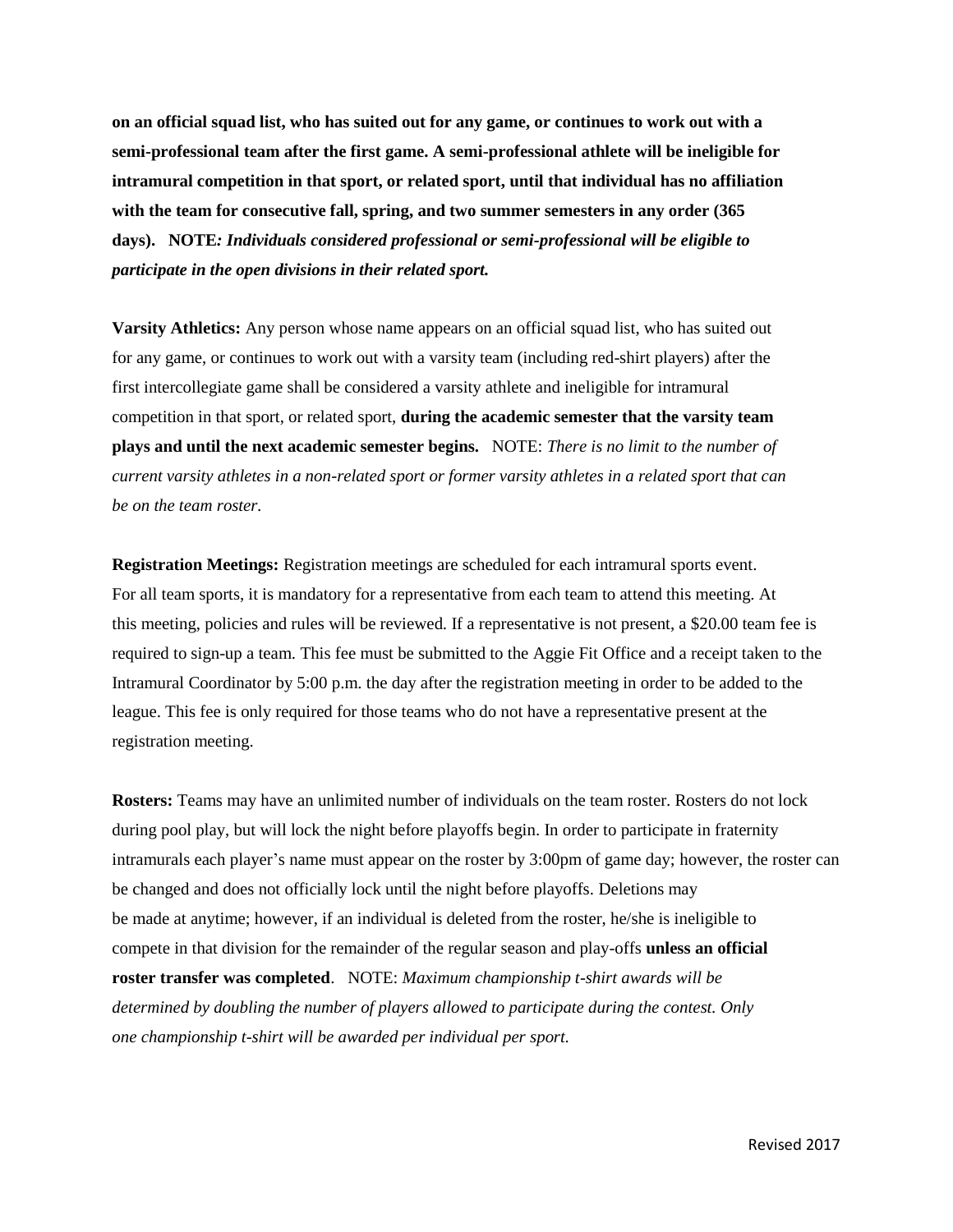**on an official squad list, who has suited out for any game, or continues to work out with a semi-professional team after the first game. A semi-professional athlete will be ineligible for intramural competition in that sport, or related sport, until that individual has no affiliation with the team for consecutive fall, spring, and two summer semesters in any order (365 days). NOTE*: Individuals considered professional or semi-professional will be eligible to participate in the open divisions in their related sport.***

**Varsity Athletics:** Any person whose name appears on an official squad list, who has suited out for any game, or continues to work out with a varsity team (including red-shirt players) after the first intercollegiate game shall be considered a varsity athlete and ineligible for intramural competition in that sport, or related sport, **during the academic semester that the varsity team plays and until the next academic semester begins.** NOTE: *There is no limit to the number of current varsity athletes in a non-related sport or former varsity athletes in a related sport that can be on the team roster.*

**Registration Meetings:** Registration meetings are scheduled for each intramural sports event. For all team sports, it is mandatory for a representative from each team to attend this meeting. At this meeting, policies and rules will be reviewed. If a representative is not present, a $20.00 team fee is required to sign-up a team. This fee must be submitted to the Aggie Fit Office and a receipt taken to the Intramural Coordinator by 5:00 p.m. the day after the registration meeting in order to be added to the league. This fee is only required for those teams who do not have a representative present at the registration meeting.

**Rosters:** Teams may have an unlimited number of individuals on the team roster. Rosters do not lock during pool play, but will lock the night before playoffs begin. In order to participate in fraternity intramurals each player's name must appear on the roster by 3:00pm of game day; however, the roster can be changed and does not officially lock until the night before playoffs. Deletions may be made at anytime; however, if an individual is deleted from the roster, he/she is ineligible to compete in that division for the remainder of the regular season and play-offs **unless an official roster transfer was completed**. NOTE: *Maximum championship t-shirt awards will be determined by doubling the number of players allowed to participate during the contest. Only one championship t-shirt will be awarded per individual per sport.*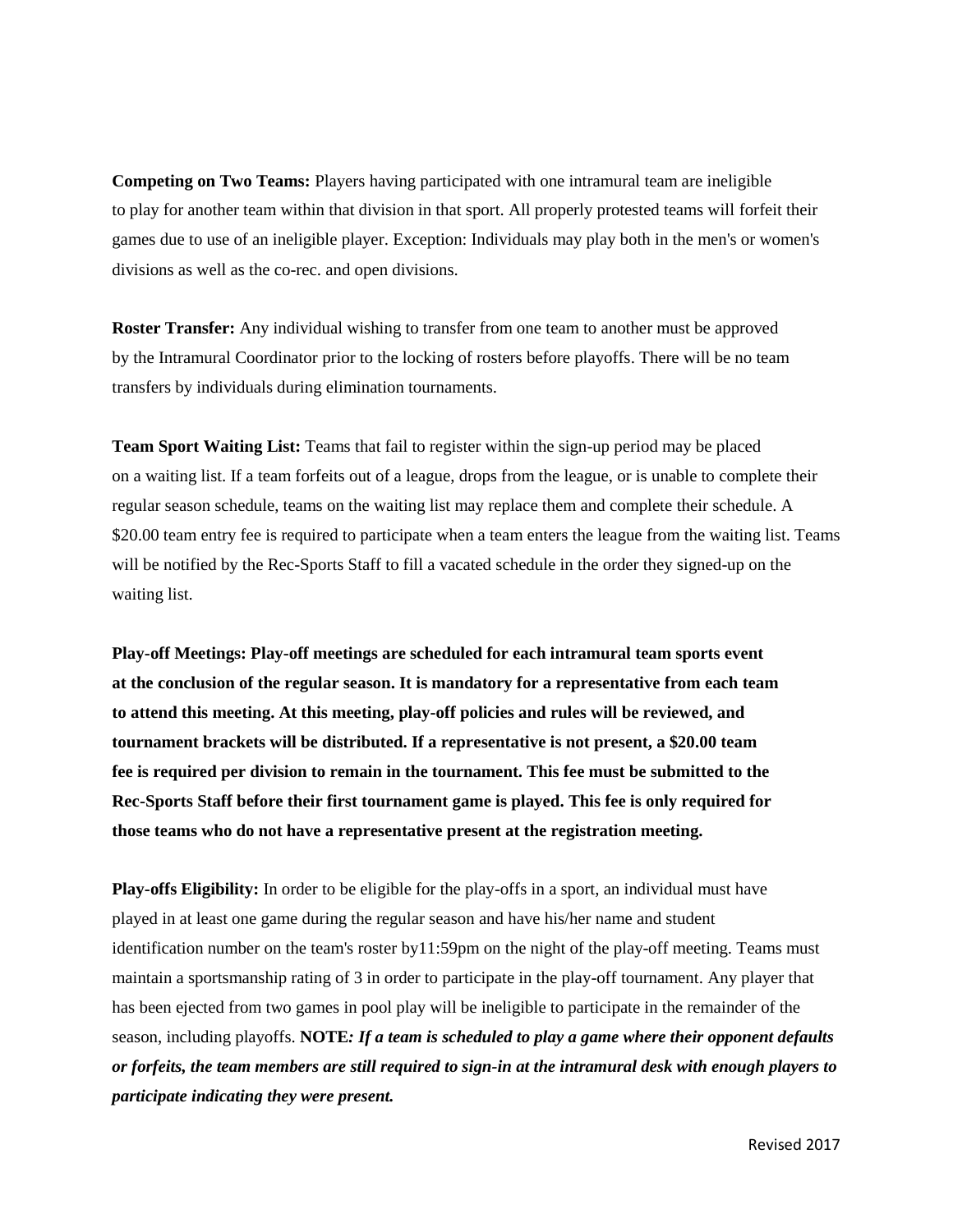**Competing on Two Teams:** Players having participated with one intramural team are ineligible to play for another team within that division in that sport. All properly protested teams will forfeit their games due to use of an ineligible player. Exception: Individuals may play both in the men's or women's divisions as well as the co-rec. and open divisions.

**Roster Transfer:** Any individual wishing to transfer from one team to another must be approved by the Intramural Coordinator prior to the locking of rosters before playoffs. There will be no team transfers by individuals during elimination tournaments.

**Team Sport Waiting List:** Teams that fail to register within the sign-up period may be placed on a waiting list. If a team forfeits out of a league, drops from the league, or is unable to complete their regular season schedule, teams on the waiting list may replace them and complete their schedule. A $20.00 team entry fee is required to participate when a team enters the league from the waiting list. Teams will be notified by the Rec-Sports Staff to fill a vacated schedule in the order they signed-up on the waiting list.

**Play-off Meetings: Play-off meetings are scheduled for each intramural team sports event at the conclusion of the regular season. It is mandatory for a representative from each team to attend this meeting. At this meeting, play-off policies and rules will be reviewed, and tournament brackets will be distributed. If a representative is not present, a $20.00 team fee is required per division to remain in the tournament. This fee must be submitted to the Rec-Sports Staff before their first tournament game is played. This fee is only required for those teams who do not have a representative present at the registration meeting.**

**Play-offs Eligibility:** In order to be eligible for the play-offs in a sport, an individual must have played in at least one game during the regular season and have his/her name and student identification number on the team's roster by11:59pm on the night of the play-off meeting. Teams must maintain a sportsmanship rating of 3 in order to participate in the play-off tournament. Any player that has been ejected from two games in pool play will be ineligible to participate in the remainder of the season, including playoffs. **NOTE*: If a team is scheduled to play a game where their opponent defaults or forfeits, the team members are still required to sign-in at the intramural desk with enough players to participate indicating they were present.***

Revised 2017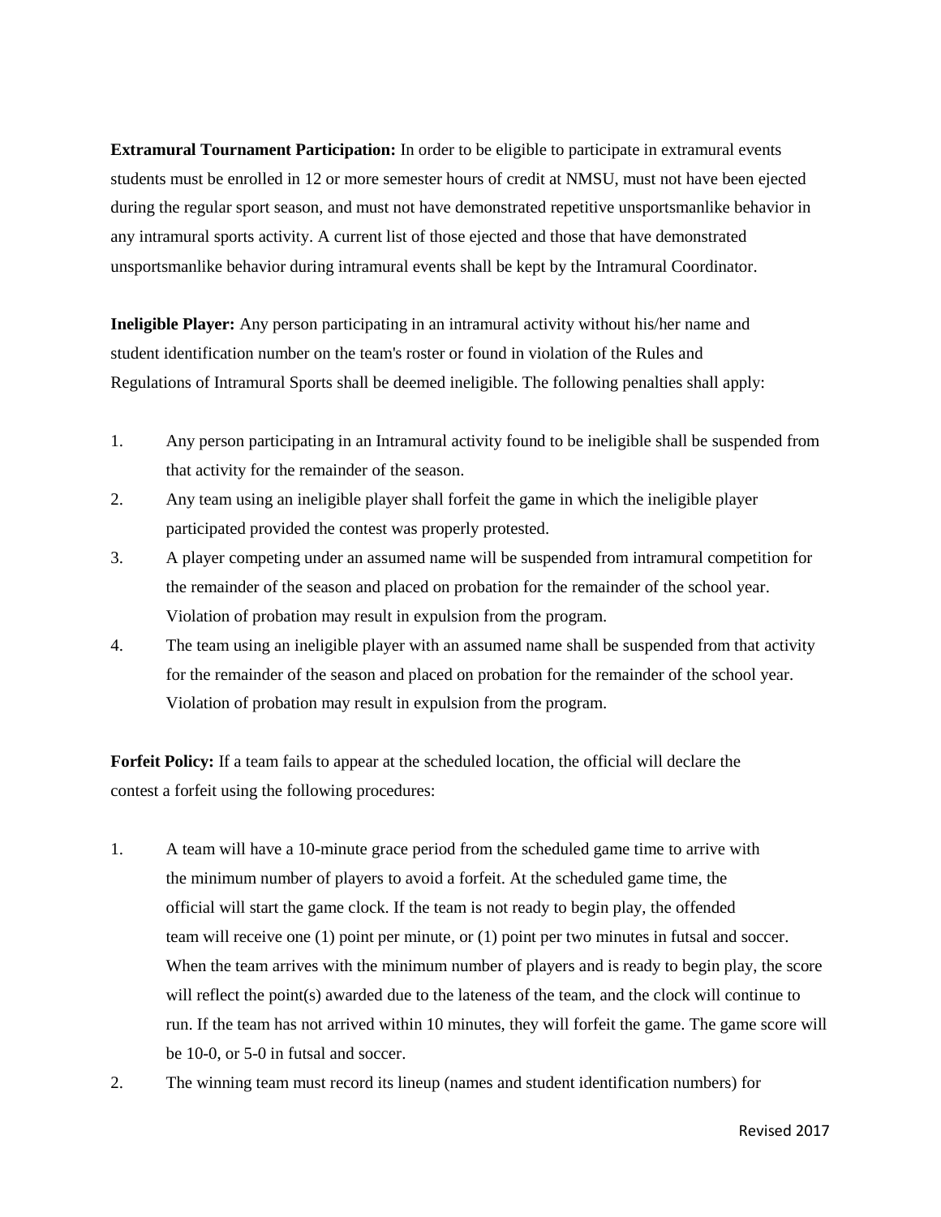**Extramural Tournament Participation:** In order to be eligible to participate in extramural events students must be enrolled in 12 or more semester hours of credit at NMSU, must not have been ejected during the regular sport season, and must not have demonstrated repetitive unsportsmanlike behavior in any intramural sports activity. A current list of those ejected and those that have demonstrated unsportsmanlike behavior during intramural events shall be kept by the Intramural Coordinator.

**Ineligible Player:** Any person participating in an intramural activity without his/her name and student identification number on the team's roster or found in violation of the Rules and Regulations of Intramural Sports shall be deemed ineligible. The following penalties shall apply:

1. Any person participating in an Intramural activity found to be ineligible shall be suspended from that activity for the remainder of the season.
2. Any team using an ineligible player shall forfeit the game in which the ineligible player participated provided the contest was properly protested.
3. A player competing under an assumed name will be suspended from intramural competition for the remainder of the season and placed on probation for the remainder of the school year. Violation of probation may result in expulsion from the program.
4. The team using an ineligible player with an assumed name shall be suspended from that activity for the remainder of the season and placed on probation for the remainder of the school year. Violation of probation may result in expulsion from the program.

**Forfeit Policy:** If a team fails to appear at the scheduled location, the official will declare the contest a forfeit using the following procedures:

1. A team will have a 10-minute grace period from the scheduled game time to arrive with the minimum number of players to avoid a forfeit. At the scheduled game time, the official will start the game clock. If the team is not ready to begin play, the offended team will receive one (1) point per minute, or (1) point per two minutes in futsal and soccer. When the team arrives with the minimum number of players and is ready to begin play, the score will reflect the point(s) awarded due to the lateness of the team, and the clock will continue to run. If the team has not arrived within 10 minutes, they will forfeit the game. The game score will be 10-0, or 5-0 in futsal and soccer.
2. The winning team must record its lineup (names and student identification numbers) for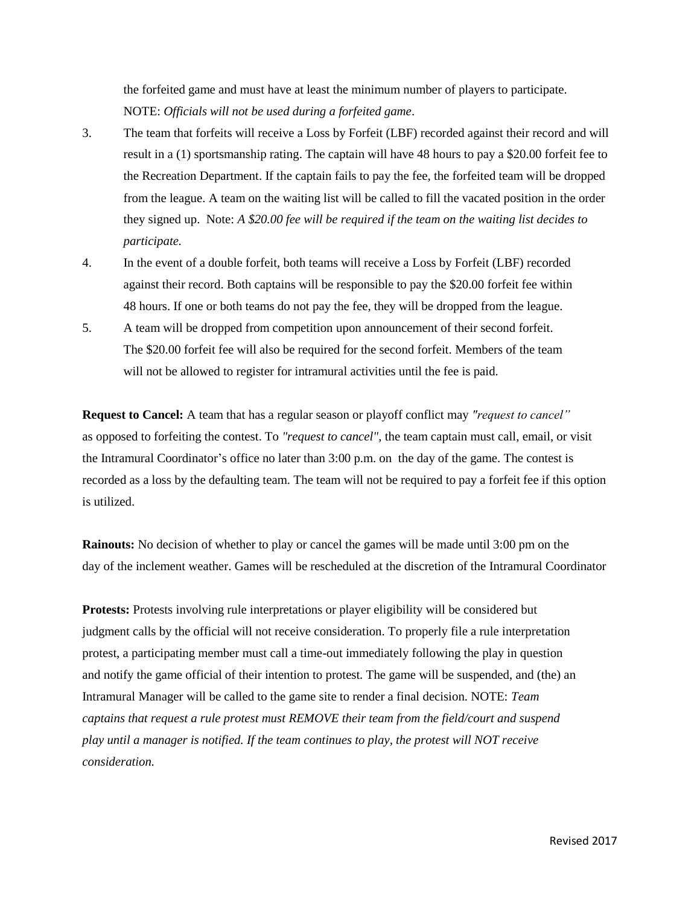the forfeited game and must have at least the minimum number of players to participate. NOTE: *Officials will not be used during a forfeited game*.

3. The team that forfeits will receive a Loss by Forfeit (LBF) recorded against their record and will result in a (1) sportsmanship rating. The captain will have 48 hours to pay a $20.00 forfeit fee to the Recreation Department. If the captain fails to pay the fee, the forfeited team will be dropped from the league. A team on the waiting list will be called to fill the vacated position in the order they signed up. Note: *A $20.00 fee will be required if the team on the waiting list decides to participate.*
4. In the event of a double forfeit, both teams will receive a Loss by Forfeit (LBF) recorded against their record. Both captains will be responsible to pay the $20.00 forfeit fee within 48 hours. If one or both teams do not pay the fee, they will be dropped from the league.
5. A team will be dropped from competition upon announcement of their second forfeit. The $20.00 forfeit fee will also be required for the second forfeit. Members of the team will not be allowed to register for intramural activities until the fee is paid.

**Request to Cancel:** A team that has a regular season or playoff conflict may *"request to cancel"* as opposed to forfeiting the contest. To *"request to cancel"*, the team captain must call, email, or visit the Intramural Coordinator's office no later than 3:00 p.m. on the day of the game. The contest is recorded as a loss by the defaulting team. The team will not be required to pay a forfeit fee if this option is utilized.

**Rainouts:** No decision of whether to play or cancel the games will be made until 3:00 pm on the day of the inclement weather. Games will be rescheduled at the discretion of the Intramural Coordinator

**Protests:** Protests involving rule interpretations or player eligibility will be considered but judgment calls by the official will not receive consideration. To properly file a rule interpretation protest, a participating member must call a time-out immediately following the play in question and notify the game official of their intention to protest. The game will be suspended, and (the) an Intramural Manager will be called to the game site to render a final decision. NOTE: *Team captains that request a rule protest must REMOVE their team from the field/court and suspend play until a manager is notified. If the team continues to play, the protest will NOT receive consideration.*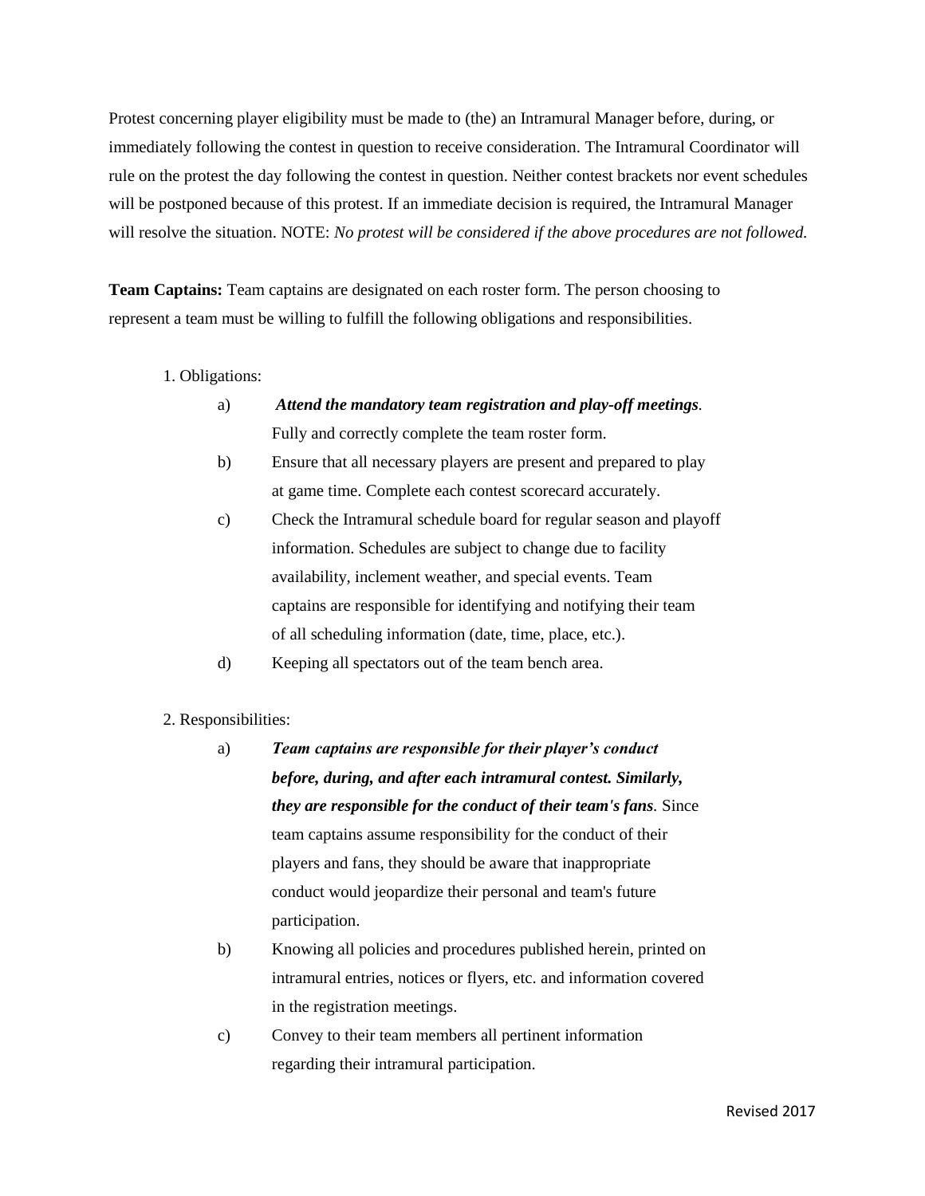Protest concerning player eligibility must be made to (the) an Intramural Manager before, during, or immediately following the contest in question to receive consideration. The Intramural Coordinator will rule on the protest the day following the contest in question. Neither contest brackets nor event schedules will be postponed because of this protest. If an immediate decision is required, the Intramural Manager will resolve the situation. NOTE: *No protest will be considered if the above procedures are not followed.*

**Team Captains:** Team captains are designated on each roster form. The person choosing to represent a team must be willing to fulfill the following obligations and responsibilities.

1. Obligations:
   - a) ***Attend the mandatory team registration and play-off meetings***. Fully and correctly complete the team roster form.
   - b) Ensure that all necessary players are present and prepared to play at game time. Complete each contest scorecard accurately.
   - c) Check the Intramural schedule board for regular season and playoff information. Schedules are subject to change due to facility availability, inclement weather, and special events. Team captains are responsible for identifying and notifying their team of all scheduling information (date, time, place, etc.).
   - d) Keeping all spectators out of the team bench area.

2. Responsibilities:
   - a) ***Team captains are responsible for their player's conduct before, during, and after each intramural contest. Similarly, they are responsible for the conduct of their team's fans***. Since team captains assume responsibility for the conduct of their players and fans, they should be aware that inappropriate conduct would jeopardize their personal and team's future participation.
   - b) Knowing all policies and procedures published herein, printed on intramural entries, notices or flyers, etc. and information covered in the registration meetings.
   - c) Convey to their team members all pertinent information regarding their intramural participation.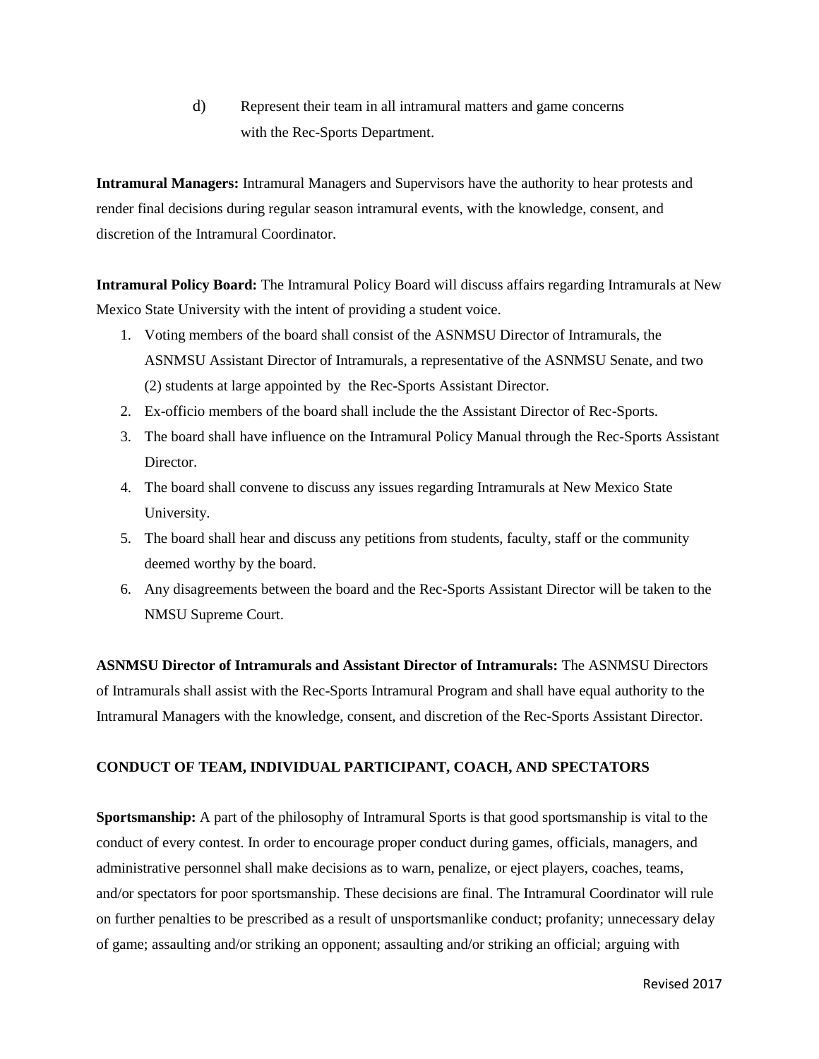d) Represent their team in all intramural matters and game concerns with the Rec-Sports Department.

**Intramural Managers:** Intramural Managers and Supervisors have the authority to hear protests and render final decisions during regular season intramural events, with the knowledge, consent, and discretion of the Intramural Coordinator.

**Intramural Policy Board:** The Intramural Policy Board will discuss affairs regarding Intramurals at New Mexico State University with the intent of providing a student voice.

1. Voting members of the board shall consist of the ASNMSU Director of Intramurals, the ASNMSU Assistant Director of Intramurals, a representative of the ASNMSU Senate, and two (2) students at large appointed by the Rec-Sports Assistant Director.
2. Ex-officio members of the board shall include the the Assistant Director of Rec-Sports.
3. The board shall have influence on the Intramural Policy Manual through the Rec-Sports Assistant Director.
4. The board shall convene to discuss any issues regarding Intramurals at New Mexico State University.
5. The board shall hear and discuss any petitions from students, faculty, staff or the community deemed worthy by the board.
6. Any disagreements between the board and the Rec-Sports Assistant Director will be taken to the NMSU Supreme Court.

**ASNMSU Director of Intramurals and Assistant Director of Intramurals:** The ASNMSU Directors of Intramurals shall assist with the Rec-Sports Intramural Program and shall have equal authority to the Intramural Managers with the knowledge, consent, and discretion of the Rec-Sports Assistant Director.

## CONDUCT OF TEAM, INDIVIDUAL PARTICIPANT, COACH, AND SPECTATORS

**Sportsmanship:** A part of the philosophy of Intramural Sports is that good sportsmanship is vital to the conduct of every contest. In order to encourage proper conduct during games, officials, managers, and administrative personnel shall make decisions as to warn, penalize, or eject players, coaches, teams, and/or spectators for poor sportsmanship. These decisions are final. The Intramural Coordinator will rule on further penalties to be prescribed as a result of unsportsmanlike conduct; profanity; unnecessary delay of game; assaulting and/or striking an opponent; assaulting and/or striking an official; arguing with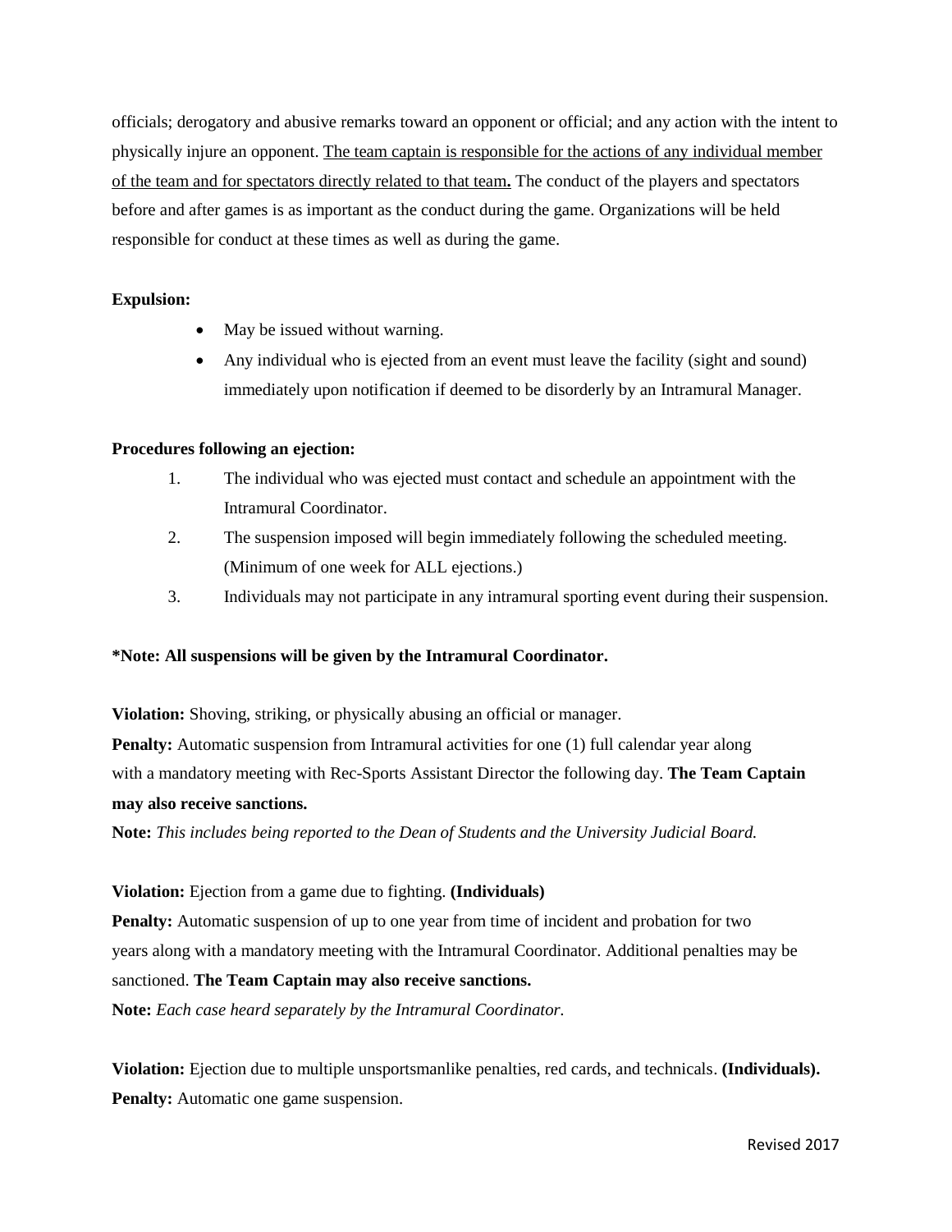officials; derogatory and abusive remarks toward an opponent or official; and any action with the intent to physically injure an opponent. <u>The team captain is responsible for the actions of any individual member of the team and for spectators directly related to that team</u>**.** The conduct of the players and spectators before and after games is as important as the conduct during the game. Organizations will be held responsible for conduct at these times as well as during the game.

**Expulsion:**

- May be issued without warning.
- Any individual who is ejected from an event must leave the facility (sight and sound) immediately upon notification if deemed to be disorderly by an Intramural Manager.

**Procedures following an ejection:**

1. The individual who was ejected must contact and schedule an appointment with the Intramural Coordinator.
2. The suspension imposed will begin immediately following the scheduled meeting. (Minimum of one week for ALL ejections.)
3. Individuals may not participate in any intramural sporting event during their suspension.

**\*Note: All suspensions will be given by the Intramural Coordinator.**

**Violation:** Shoving, striking, or physically abusing an official or manager.
**Penalty:** Automatic suspension from Intramural activities for one (1) full calendar year along with a mandatory meeting with Rec-Sports Assistant Director the following day. **The Team Captain may also receive sanctions.**
**Note:** *This includes being reported to the Dean of Students and the University Judicial Board.*

**Violation:** Ejection from a game due to fighting. **(Individuals)**
**Penalty:** Automatic suspension of up to one year from time of incident and probation for two years along with a mandatory meeting with the Intramural Coordinator. Additional penalties may be sanctioned. **The Team Captain may also receive sanctions.**
**Note:** *Each case heard separately by the Intramural Coordinator.*

**Violation:** Ejection due to multiple unsportsmanlike penalties, red cards, and technicals. **(Individuals).**
**Penalty:** Automatic one game suspension.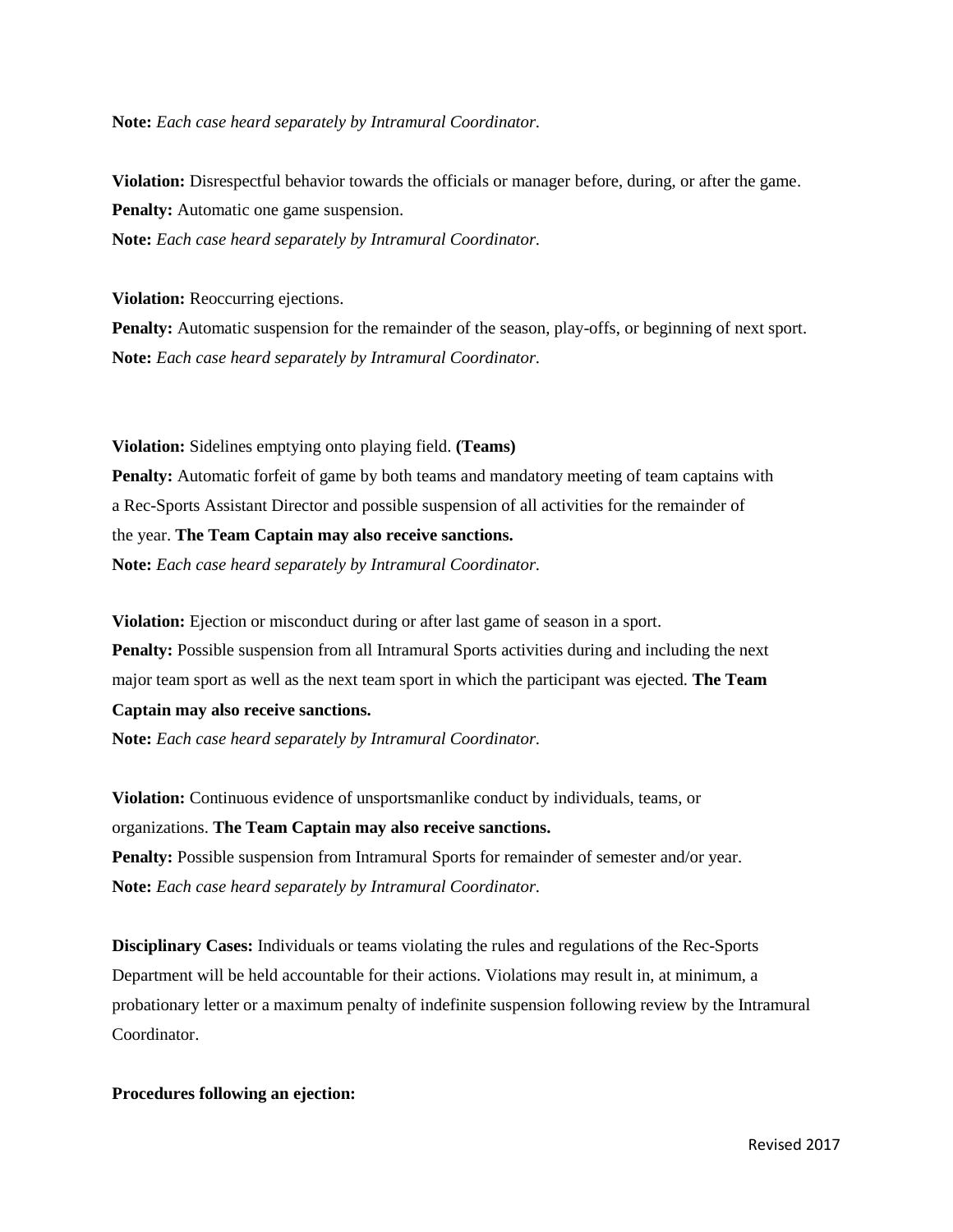**Note:** *Each case heard separately by Intramural Coordinator.*

**Violation:** Disrespectful behavior towards the officials or manager before, during, or after the game.
**Penalty:** Automatic one game suspension.
**Note:** *Each case heard separately by Intramural Coordinator.*

**Violation:** Reoccurring ejections.
**Penalty:** Automatic suspension for the remainder of the season, play-offs, or beginning of next sport.
**Note:** *Each case heard separately by Intramural Coordinator.*

**Violation:** Sidelines emptying onto playing field. **(Teams)**
**Penalty:** Automatic forfeit of game by both teams and mandatory meeting of team captains with a Rec-Sports Assistant Director and possible suspension of all activities for the remainder of the year. **The Team Captain may also receive sanctions.**
**Note:** *Each case heard separately by Intramural Coordinator.*

**Violation:** Ejection or misconduct during or after last game of season in a sport.
**Penalty:** Possible suspension from all Intramural Sports activities during and including the next major team sport as well as the next team sport in which the participant was ejected. **The Team Captain may also receive sanctions.**
**Note:** *Each case heard separately by Intramural Coordinator.*

**Violation:** Continuous evidence of unsportsmanlike conduct by individuals, teams, or organizations. **The Team Captain may also receive sanctions.**
**Penalty:** Possible suspension from Intramural Sports for remainder of semester and/or year.
**Note:** *Each case heard separately by Intramural Coordinator.*

**Disciplinary Cases:** Individuals or teams violating the rules and regulations of the Rec-Sports Department will be held accountable for their actions. Violations may result in, at minimum, a probationary letter or a maximum penalty of indefinite suspension following review by the Intramural Coordinator.

**Procedures following an ejection:**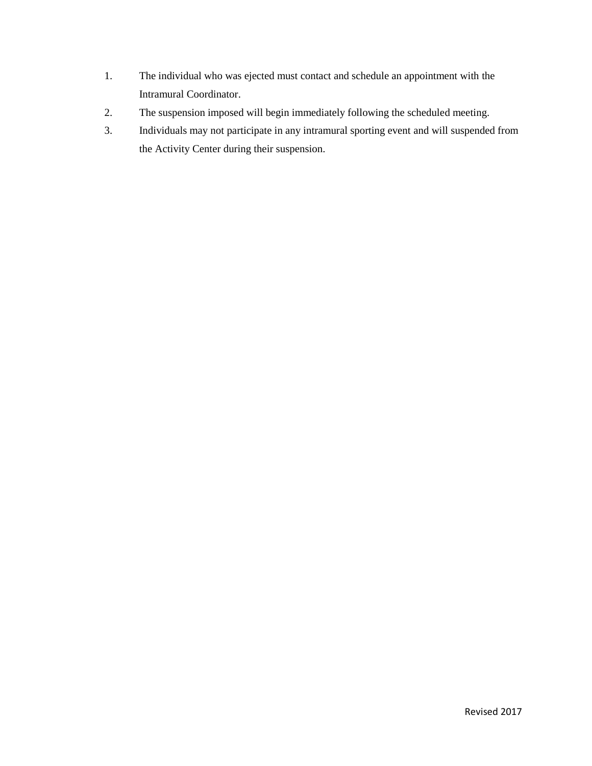1. The individual who was ejected must contact and schedule an appointment with the Intramural Coordinator.
2. The suspension imposed will begin immediately following the scheduled meeting.
3. Individuals may not participate in any intramural sporting event and will suspended from the Activity Center during their suspension.

Revised 2017